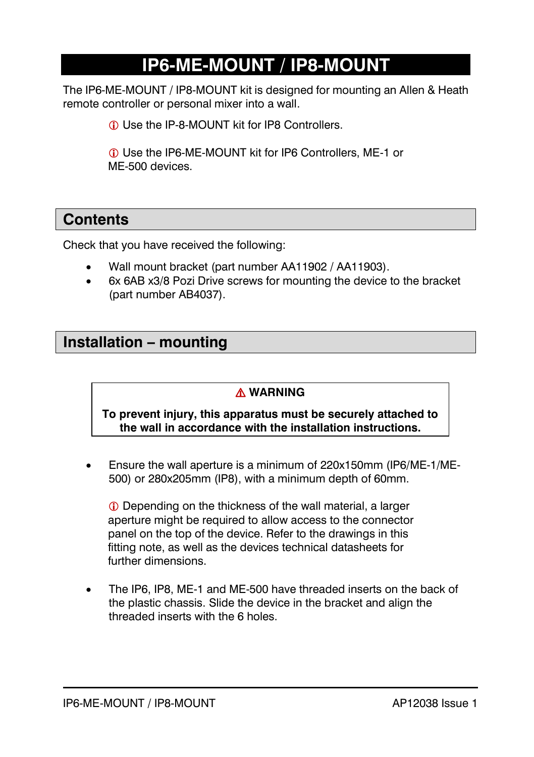# IP6-ME-MOUNT / IP8-MOUNT

The IP6-ME-MOUNT / IP8-MOUNT kit is designed for mounting an Allen & Heath remote controller or personal mixer into a wall.

ⓘ Use the IP-8-MOUNT kit for IP8 Controllers.

ⓘ Use the IP6-ME-MOUNT kit for IP6 Controllers, ME-1 or ME-500 devices.

## Contents

Check that you have received the following:

- Wall mount bracket (part number AA11902 / AA11903).
- 6x 6AB x3/8 Pozi Drive screws for mounting the device to the bracket (part number AB4037).

## Installation – mounting

> ⚠ **WARNING**
>
> **To prevent injury, this apparatus must be securely attached to the wall in accordance with the installation instructions.**

- Ensure the wall aperture is a minimum of 220x150mm (IP6/ME-1/ME-500) or 280x205mm (IP8), with a minimum depth of 60mm.

  ⓘ Depending on the thickness of the wall material, a larger aperture might be required to allow access to the connector panel on the top of the device. Refer to the drawings in this fitting note, as well as the devices technical datasheets for further dimensions.

- The IP6, IP8, ME-1 and ME-500 have threaded inserts on the back of the plastic chassis. Slide the device in the bracket and align the threaded inserts with the 6 holes.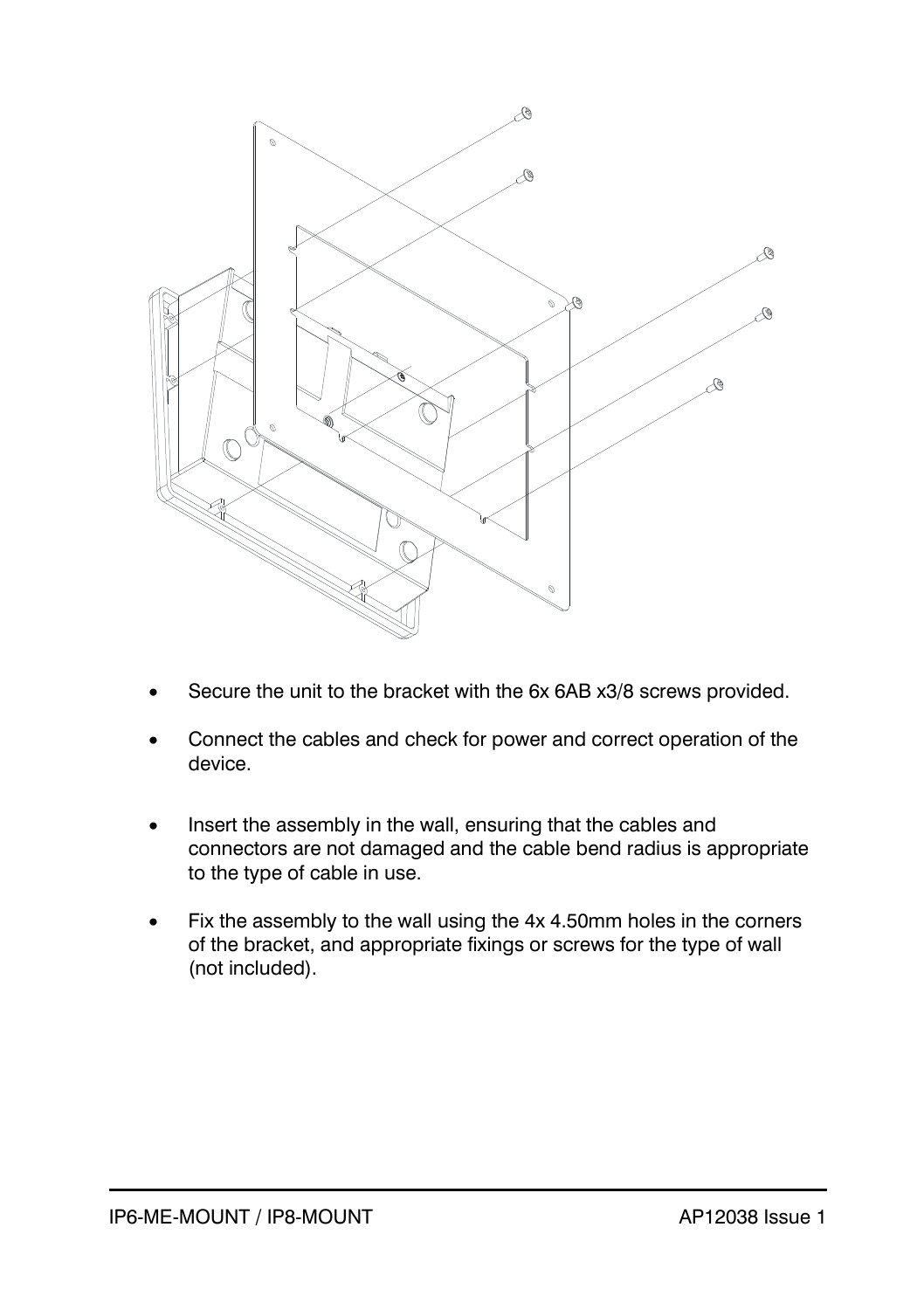- Secure the unit to the bracket with the 6x 6AB x3/8 screws provided.
- Connect the cables and check for power and correct operation of the device.
- Insert the assembly in the wall, ensuring that the cables and connectors are not damaged and the cable bend radius is appropriate to the type of cable in use.
- Fix the assembly to the wall using the 4x 4.50mm holes in the corners of the bracket, and appropriate fixings or screws for the type of wall (not included).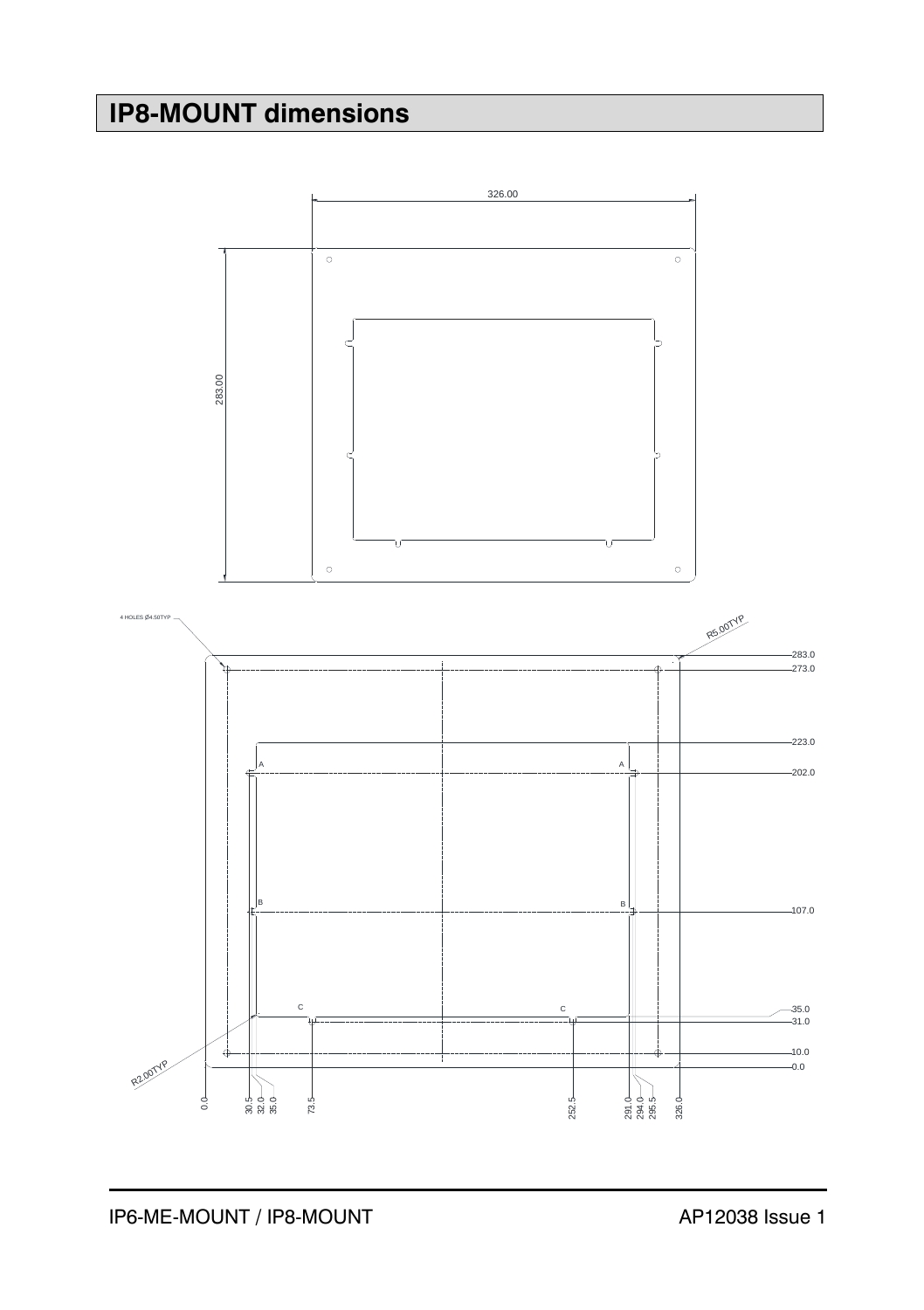# IP8-MOUNT dimensions

326.00

283.00

4 HOLES Ø4.50TYP

R5.00TYP

283.0
273.0
223.0
202.0
107.0
35.0
31.0
10.0
0.0

A A
B B
C C

R2.00TYP

0.0 30.5 32.0 35.0 73.5 252.5 291.0 294.0 295.5 326.0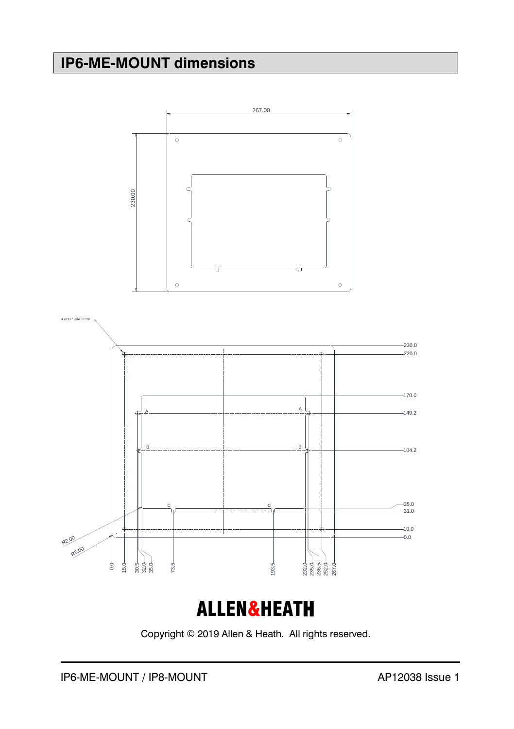# IP6-ME-MOUNT dimensions

267.00

230.00

4 HOLES Ø4.50TYP

230.0
220.0
170.0
149.2
104.2
35.0
31.0
10.0
0.0

A A
B B
C C

R2.00
R5.00

0.0
15.0
30.5
32.0
35.0
73.5
193.5
232.0
235.0
236.5
252.0
267.0

ALLEN&HEATH

Copyright © 2019 Allen & Heath. All rights reserved.